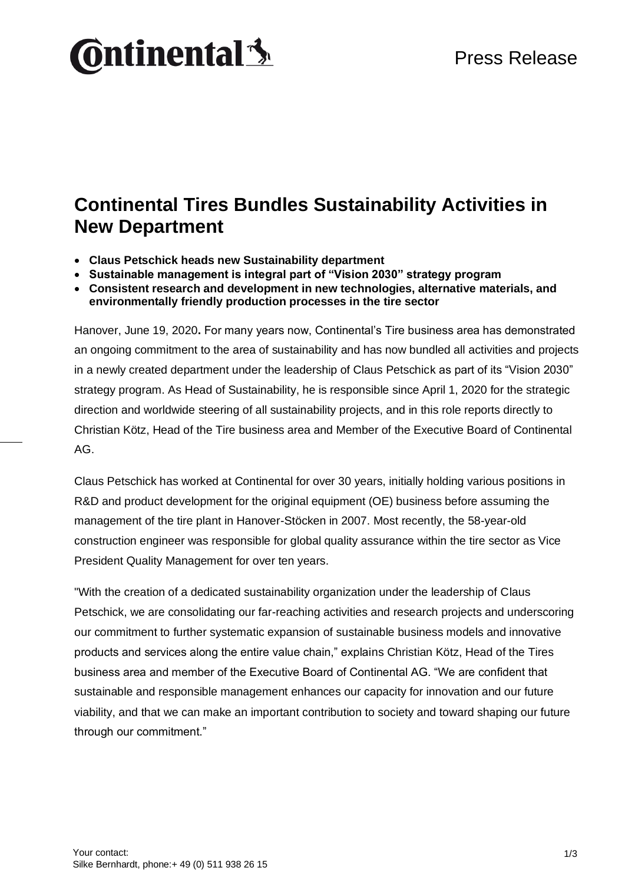Continental

Press Release

# Continental Tires Bundles Sustainability Activities in New Department

- **Claus Petschick heads new Sustainability department**
- **Sustainable management is integral part of "Vision 2030" strategy program**
- **Consistent research and development in new technologies, alternative materials, and environmentally friendly production processes in the tire sector**

Hanover, June 19, 2020**.** For many years now, Continental's Tire business area has demonstrated an ongoing commitment to the area of sustainability and has now bundled all activities and projects in a newly created department under the leadership of Claus Petschick as part of its "Vision 2030" strategy program. As Head of Sustainability, he is responsible since April 1, 2020 for the strategic direction and worldwide steering of all sustainability projects, and in this role reports directly to Christian Kötz, Head of the Tire business area and Member of the Executive Board of Continental AG.

Claus Petschick has worked at Continental for over 30 years, initially holding various positions in R&D and product development for the original equipment (OE) business before assuming the management of the tire plant in Hanover-Stöcken in 2007. Most recently, the 58-year-old construction engineer was responsible for global quality assurance within the tire sector as Vice President Quality Management for over ten years.

"With the creation of a dedicated sustainability organization under the leadership of Claus Petschick, we are consolidating our far-reaching activities and research projects and underscoring our commitment to further systematic expansion of sustainable business models and innovative products and services along the entire value chain," explains Christian Kötz, Head of the Tires business area and member of the Executive Board of Continental AG. "We are confident that sustainable and responsible management enhances our capacity for innovation and our future viability, and that we can make an important contribution to society and toward shaping our future through our commitment."

Your contact:
Silke Bernhardt, phone:+ 49 (0) 511 938 26 15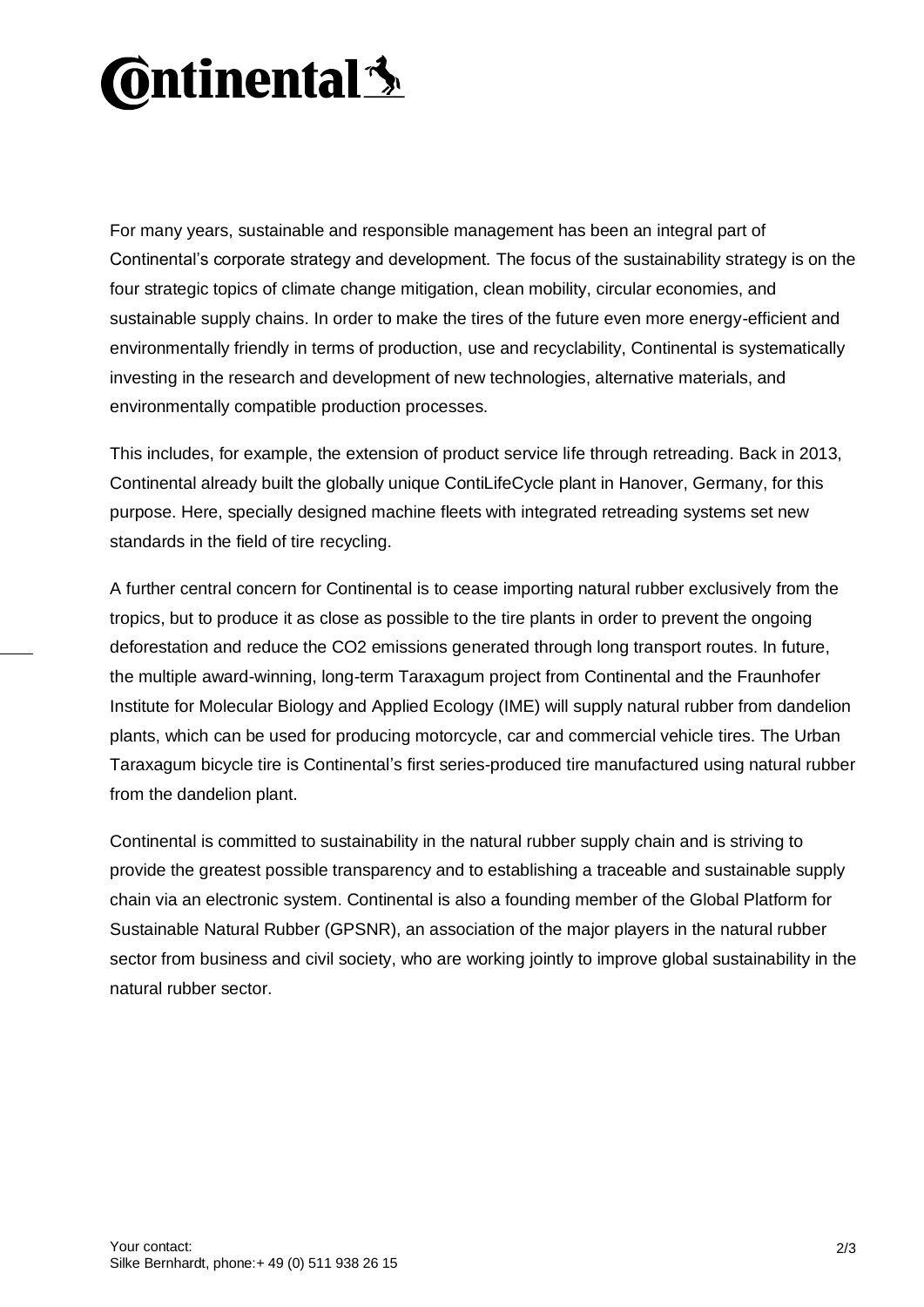For many years, sustainable and responsible management has been an integral part of Continental's corporate strategy and development. The focus of the sustainability strategy is on the four strategic topics of climate change mitigation, clean mobility, circular economies, and sustainable supply chains. In order to make the tires of the future even more energy-efficient and environmentally friendly in terms of production, use and recyclability, Continental is systematically investing in the research and development of new technologies, alternative materials, and environmentally compatible production processes.

This includes, for example, the extension of product service life through retreading. Back in 2013, Continental already built the globally unique ContiLifeCycle plant in Hanover, Germany, for this purpose. Here, specially designed machine fleets with integrated retreading systems set new standards in the field of tire recycling.

A further central concern for Continental is to cease importing natural rubber exclusively from the tropics, but to produce it as close as possible to the tire plants in order to prevent the ongoing deforestation and reduce the $CO_2$ emissions generated through long transport routes. In future, the multiple award-winning, long-term Taraxagum project from Continental and the Fraunhofer Institute for Molecular Biology and Applied Ecology (IME) will supply natural rubber from dandelion plants, which can be used for producing motorcycle, car and commercial vehicle tires. The Urban Taraxagum bicycle tire is Continental's first series-produced tire manufactured using natural rubber from the dandelion plant.

Continental is committed to sustainability in the natural rubber supply chain and is striving to provide the greatest possible transparency and to establishing a traceable and sustainable supply chain via an electronic system. Continental is also a founding member of the Global Platform for Sustainable Natural Rubber (GPSNR), an association of the major players in the natural rubber sector from business and civil society, who are working jointly to improve global sustainability in the natural rubber sector.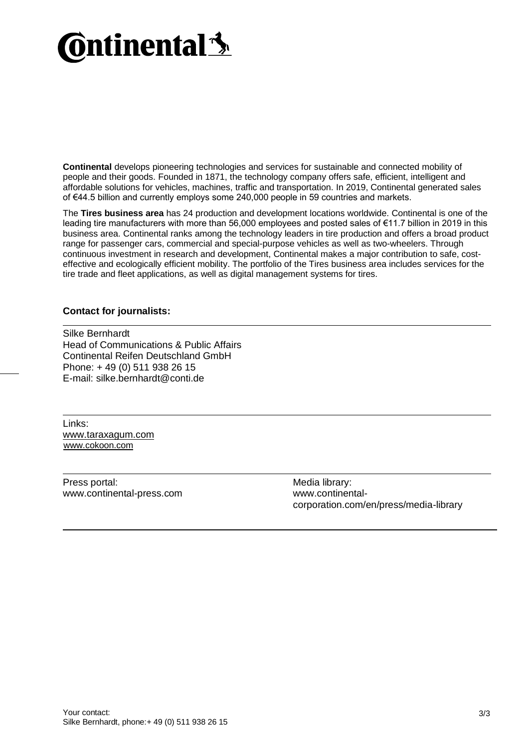**Continental** develops pioneering technologies and services for sustainable and connected mobility of people and their goods. Founded in 1871, the technology company offers safe, efficient, intelligent and affordable solutions for vehicles, machines, traffic and transportation. In 2019, Continental generated sales of €44.5 billion and currently employs some 240,000 people in 59 countries and markets.

The **Tires business area** has 24 production and development locations worldwide. Continental is one of the leading tire manufacturers with more than 56,000 employees and posted sales of €11.7 billion in 2019 in this business area. Continental ranks among the technology leaders in tire production and offers a broad product range for passenger cars, commercial and special-purpose vehicles as well as two-wheelers. Through continuous investment in research and development, Continental makes a major contribution to safe, cost-effective and ecologically efficient mobility. The portfolio of the Tires business area includes services for the tire trade and fleet applications, as well as digital management systems for tires.

**Contact for journalists:**

Silke Bernhardt
Head of Communications & Public Affairs
Continental Reifen Deutschland GmbH
Phone: + 49 (0) 511 938 26 15
E-mail: silke.bernhardt@conti.de

Links:
www.taraxagum.com
www.cokoon.com

Press portal:
www.continental-press.com

Media library:
www.continental-corporation.com/en/press/media-library